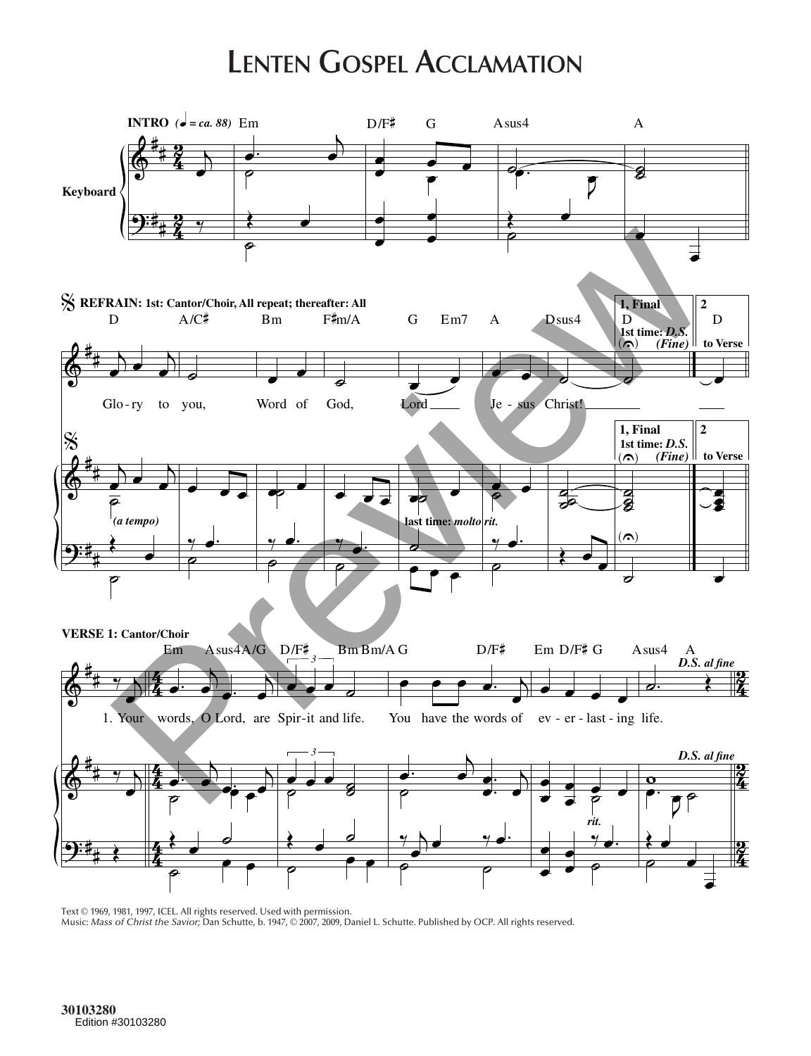# Lenten Gospel Acclamation

INTRO (♩ = ca. 88)

REFRAIN: 1st: Cantor/Choir, All repeat; thereafter: All

Glory to you, Word of God, Lord Jesus Christ!

1, Final — 1st time: D.S. (Fine)

2 — to Verse

VERSE 1: Cantor/Choir

1. Your words, O Lord, are Spirit and life. You have the words of everlasting life.

D.S. al fine

Text © 1969, 1981, 1997, ICEL. All rights reserved. Used with permission.
Music: *Mass of Christ the Savior;* Dan Schutte, b. 1947, © 2007, 2009, Daniel L. Schutte. Published by OCP. All rights reserved.

30103280
Edition #30103280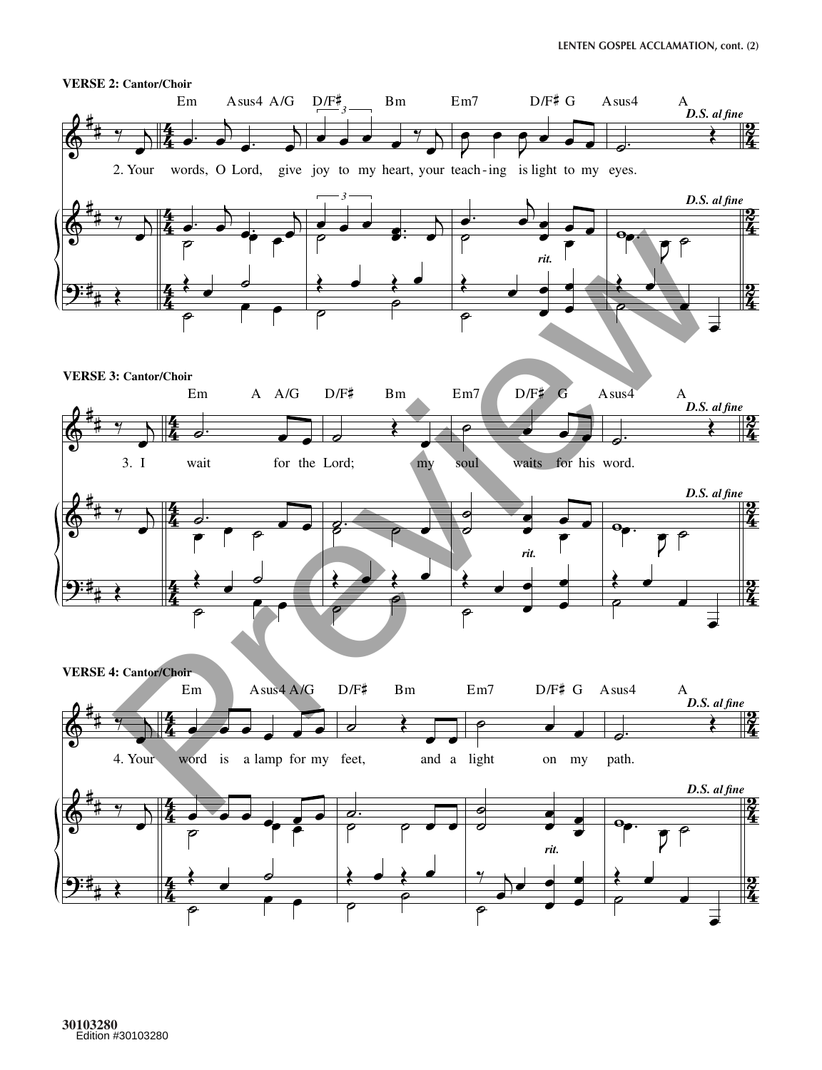### VERSE 2: Cantor/Choir

Em Asus4 A/G D/F♯ Bm Em7 D/F♯ G Asus4 A

*D.S. al fine*

2. Your words, O Lord, give joy to my heart, your teach-ing is light to my eyes.

*rit.*

### VERSE 3: Cantor/Choir

Em A A/G D/F♯ Bm Em7 D/F♯ G Asus4 A

*D.S. al fine*

3. I wait for the Lord; my soul waits for his word.

*rit.*

### VERSE 4: Cantor/Choir

Em Asus4 A/G D/F♯ Bm Em7 D/F♯ G Asus4 A

*D.S. al fine*

4. Your word is a lamp for my feet, and a light on my path.

*rit.*

30103280
Edition #30103280